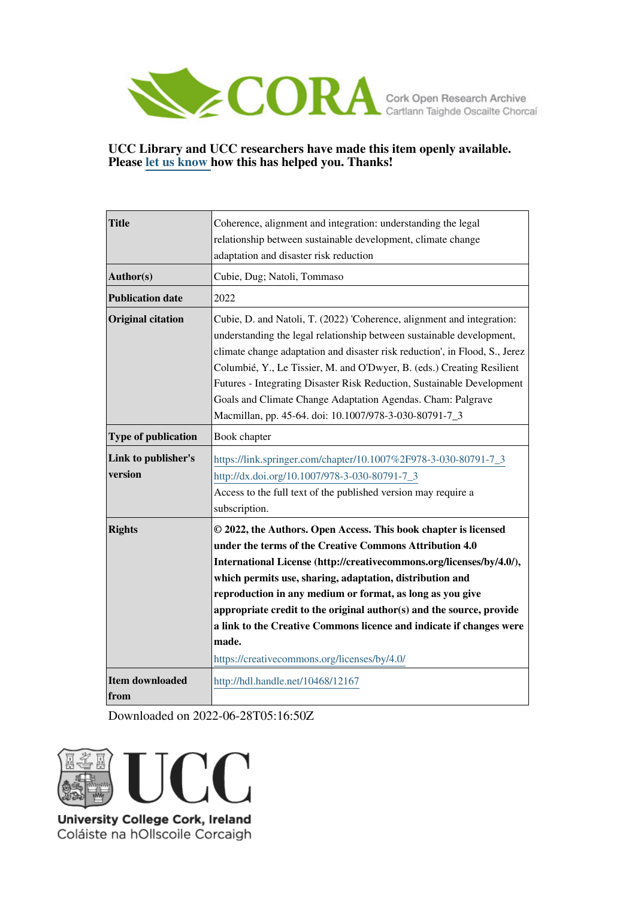CORA Cork Open Research Archive
Cartlann Taighde Oscailte Chorcaí

**UCC Library and UCC researchers have made this item openly available. Please let us know how this has helped you. Thanks!**

| **Title** | Coherence, alignment and integration: understanding the legal relationship between sustainable development, climate change adaptation and disaster risk reduction |
|---|---|
| **Author(s)** | Cubie, Dug; Natoli, Tommaso |
| **Publication date** | 2022 |
| **Original citation** | Cubie, D. and Natoli, T. (2022) 'Coherence, alignment and integration: understanding the legal relationship between sustainable development, climate change adaptation and disaster risk reduction', in Flood, S., Jerez Columbié, Y., Le Tissier, M. and O'Dwyer, B. (eds.) Creating Resilient Futures - Integrating Disaster Risk Reduction, Sustainable Development Goals and Climate Change Adaptation Agendas. Cham: Palgrave Macmillan, pp. 45-64. doi: 10.1007/978-3-030-80791-7_3 |
| **Type of publication** | Book chapter |
| **Link to publisher's version** | https://link.springer.com/chapter/10.1007%2F978-3-030-80791-7_3 http://dx.doi.org/10.1007/978-3-030-80791-7_3 Access to the full text of the published version may require a subscription. |
| **Rights** | **© 2022, the Authors. Open Access. This book chapter is licensed under the terms of the Creative Commons Attribution 4.0 International License (http://creativecommons.org/licenses/by/4.0/), which permits use, sharing, adaptation, distribution and reproduction in any medium or format, as long as you give appropriate credit to the original author(s) and the source, provide a link to the Creative Commons licence and indicate if changes were made.** https://creativecommons.org/licenses/by/4.0/ |
| **Item downloaded from** | http://hdl.handle.net/10468/12167 |

Downloaded on 2022-06-28T05:16:50Z

UCC
University College Cork, Ireland
Coláiste na hOllscoile Corcaigh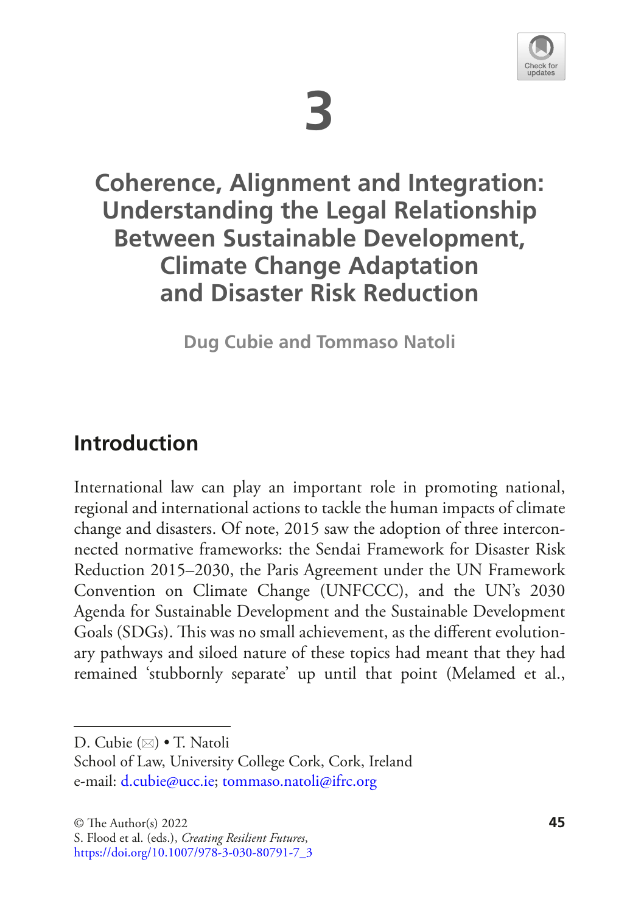# 3

# Coherence, Alignment and Integration: Understanding the Legal Relationship Between Sustainable Development, Climate Change Adaptation and Disaster Risk Reduction

**Dug Cubie and Tommaso Natoli**

## Introduction

International law can play an important role in promoting national, regional and international actions to tackle the human impacts of climate change and disasters. Of note, 2015 saw the adoption of three interconnected normative frameworks: the Sendai Framework for Disaster Risk Reduction 2015–2030, the Paris Agreement under the UN Framework Convention on Climate Change (UNFCCC), and the UN's 2030 Agenda for Sustainable Development and the Sustainable Development Goals (SDGs). This was no small achievement, as the different evolutionary pathways and siloed nature of these topics had meant that they had remained 'stubbornly separate' up until that point (Melamed et al.,

---

D. Cubie (✉) • T. Natoli
School of Law, University College Cork, Cork, Ireland
e-mail: d.cubie@ucc.ie; tommaso.natoli@ifrc.org

© The Author(s) 2022
S. Flood et al. (eds.), *Creating Resilient Futures*,
https://doi.org/10.1007/978-3-030-80791-7_3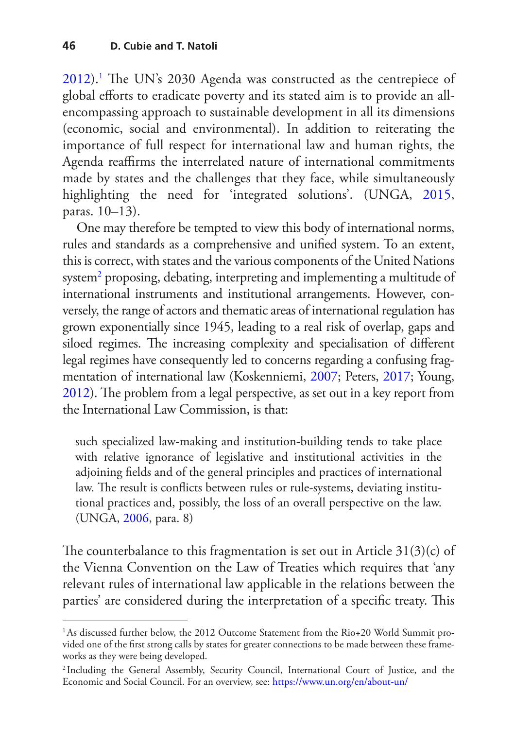2012).[1] The UN's 2030 Agenda was constructed as the centrepiece of global efforts to eradicate poverty and its stated aim is to provide an all-encompassing approach to sustainable development in all its dimensions (economic, social and environmental). In addition to reiterating the importance of full respect for international law and human rights, the Agenda reaffirms the interrelated nature of international commitments made by states and the challenges that they face, while simultaneously highlighting the need for 'integrated solutions'. (UNGA, 2015, paras. 10–13).

One may therefore be tempted to view this body of international norms, rules and standards as a comprehensive and unified system. To an extent, this is correct, with states and the various components of the United Nations system[2] proposing, debating, interpreting and implementing a multitude of international instruments and institutional arrangements. However, conversely, the range of actors and thematic areas of international regulation has grown exponentially since 1945, leading to a real risk of overlap, gaps and siloed regimes. The increasing complexity and specialisation of different legal regimes have consequently led to concerns regarding a confusing fragmentation of international law (Koskenniemi, 2007; Peters, 2017; Young, 2012). The problem from a legal perspective, as set out in a key report from the International Law Commission, is that:

> such specialized law-making and institution-building tends to take place with relative ignorance of legislative and institutional activities in the adjoining fields and of the general principles and practices of international law. The result is conflicts between rules or rule-systems, deviating institutional practices and, possibly, the loss of an overall perspective on the law. (UNGA, 2006, para. 8)

The counterbalance to this fragmentation is set out in Article 31(3)(c) of the Vienna Convention on the Law of Treaties which requires that 'any relevant rules of international law applicable in the relations between the parties' are considered during the interpretation of a specific treaty. This

[1] As discussed further below, the 2012 Outcome Statement from the Rio+20 World Summit provided one of the first strong calls by states for greater connections to be made between these frameworks as they were being developed.

[2] Including the General Assembly, Security Council, International Court of Justice, and the Economic and Social Council. For an overview, see: https://www.un.org/en/about-un/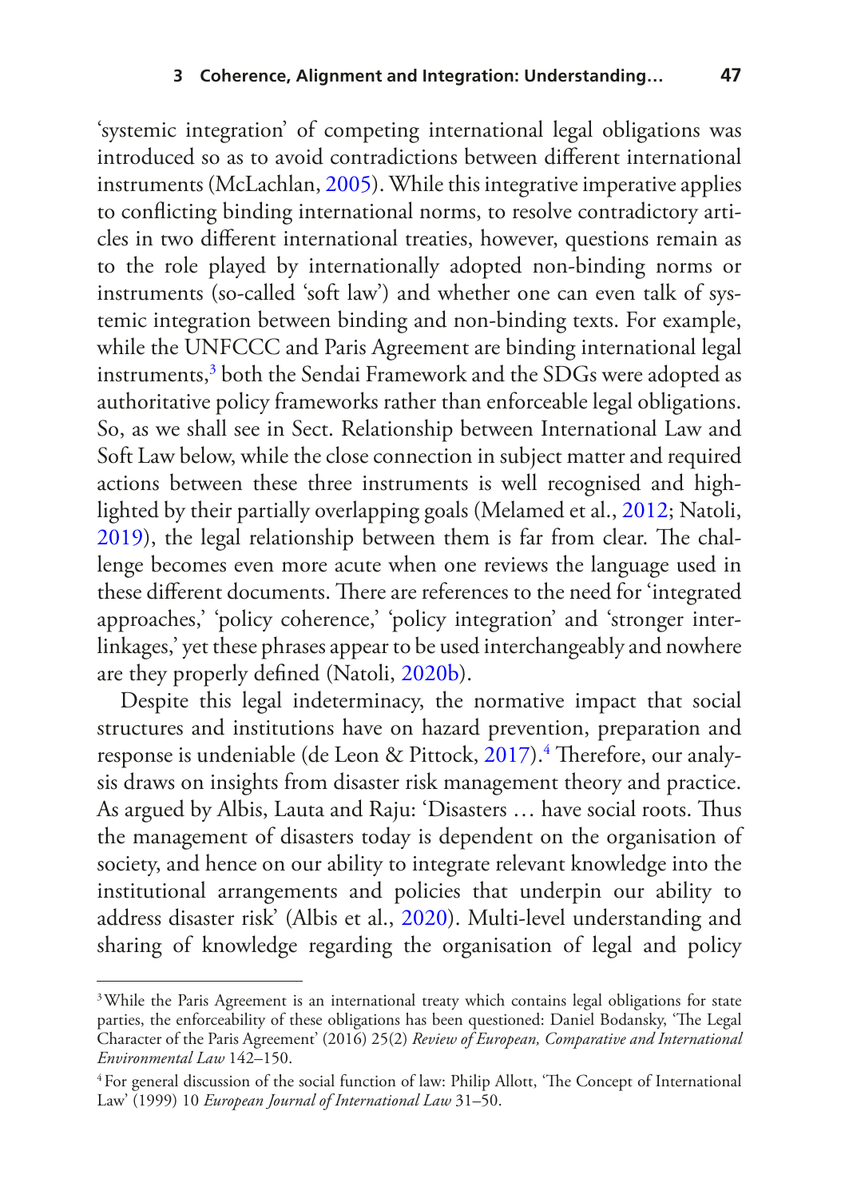'systemic integration' of competing international legal obligations was introduced so as to avoid contradictions between different international instruments (McLachlan, 2005). While this integrative imperative applies to conflicting binding international norms, to resolve contradictory articles in two different international treaties, however, questions remain as to the role played by internationally adopted non-binding norms or instruments (so-called 'soft law') and whether one can even talk of systemic integration between binding and non-binding texts. For example, while the UNFCCC and Paris Agreement are binding international legal instruments,[3] both the Sendai Framework and the SDGs were adopted as authoritative policy frameworks rather than enforceable legal obligations. So, as we shall see in Sect. Relationship between International Law and Soft Law below, while the close connection in subject matter and required actions between these three instruments is well recognised and highlighted by their partially overlapping goals (Melamed et al., 2012; Natoli, 2019), the legal relationship between them is far from clear. The challenge becomes even more acute when one reviews the language used in these different documents. There are references to the need for 'integrated approaches,' 'policy coherence,' 'policy integration' and 'stronger interlinkages,' yet these phrases appear to be used interchangeably and nowhere are they properly defined (Natoli, 2020b).

Despite this legal indeterminacy, the normative impact that social structures and institutions have on hazard prevention, preparation and response is undeniable (de Leon & Pittock, 2017).[4] Therefore, our analysis draws on insights from disaster risk management theory and practice. As argued by Albis, Lauta and Raju: 'Disasters … have social roots. Thus the management of disasters today is dependent on the organisation of society, and hence on our ability to integrate relevant knowledge into the institutional arrangements and policies that underpin our ability to address disaster risk' (Albis et al., 2020). Multi-level understanding and sharing of knowledge regarding the organisation of legal and policy

[3] While the Paris Agreement is an international treaty which contains legal obligations for state parties, the enforceability of these obligations has been questioned: Daniel Bodansky, 'The Legal Character of the Paris Agreement' (2016) 25(2) *Review of European, Comparative and International Environmental Law* 142–150.

[4] For general discussion of the social function of law: Philip Allott, 'The Concept of International Law' (1999) 10 *European Journal of International Law* 31–50.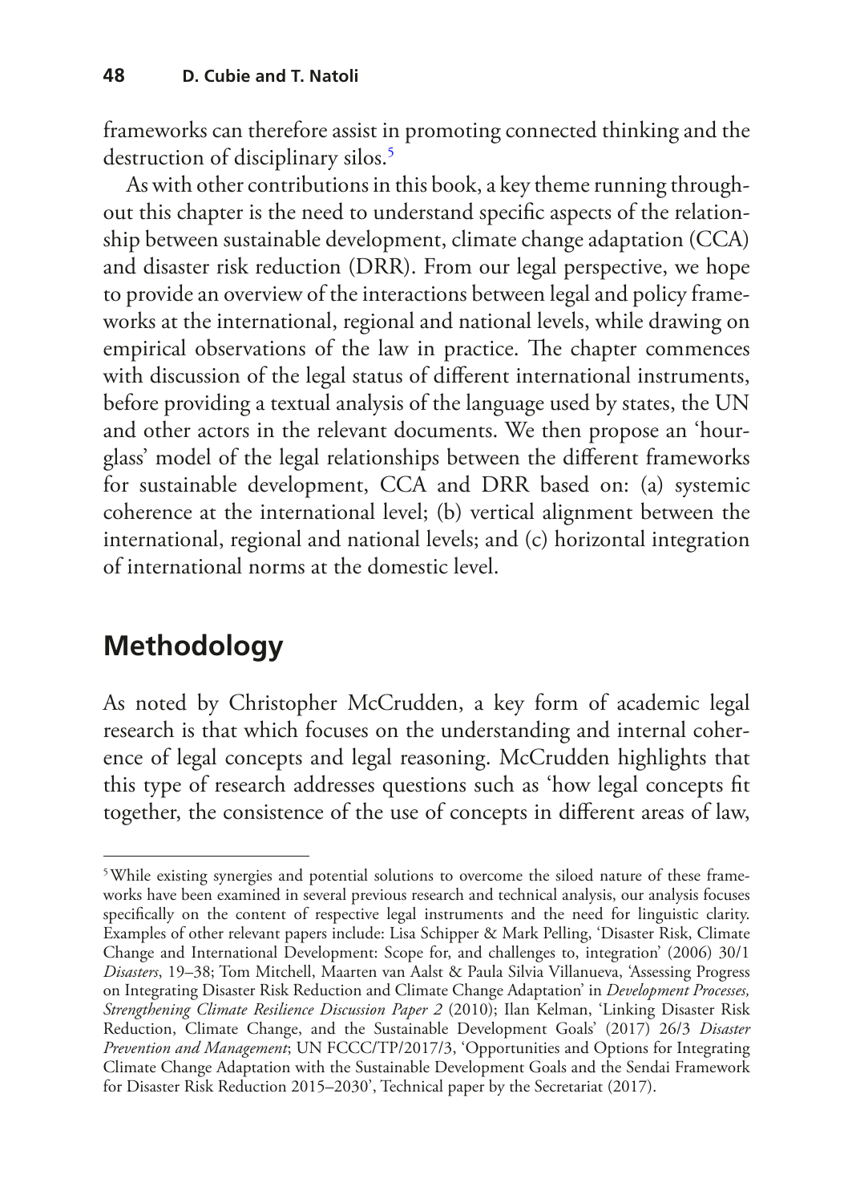frameworks can therefore assist in promoting connected thinking and the destruction of disciplinary silos.[5]

As with other contributions in this book, a key theme running throughout this chapter is the need to understand specific aspects of the relationship between sustainable development, climate change adaptation (CCA) and disaster risk reduction (DRR). From our legal perspective, we hope to provide an overview of the interactions between legal and policy frameworks at the international, regional and national levels, while drawing on empirical observations of the law in practice. The chapter commences with discussion of the legal status of different international instruments, before providing a textual analysis of the language used by states, the UN and other actors in the relevant documents. We then propose an 'hourglass' model of the legal relationships between the different frameworks for sustainable development, CCA and DRR based on: (a) systemic coherence at the international level; (b) vertical alignment between the international, regional and national levels; and (c) horizontal integration of international norms at the domestic level.

## Methodology

As noted by Christopher McCrudden, a key form of academic legal research is that which focuses on the understanding and internal coherence of legal concepts and legal reasoning. McCrudden highlights that this type of research addresses questions such as 'how legal concepts fit together, the consistence of the use of concepts in different areas of law,

---

[5] While existing synergies and potential solutions to overcome the siloed nature of these frameworks have been examined in several previous research and technical analysis, our analysis focuses specifically on the content of respective legal instruments and the need for linguistic clarity. Examples of other relevant papers include: Lisa Schipper & Mark Pelling, 'Disaster Risk, Climate Change and International Development: Scope for, and challenges to, integration' (2006) 30/1 *Disasters*, 19–38; Tom Mitchell, Maarten van Aalst & Paula Silvia Villanueva, 'Assessing Progress on Integrating Disaster Risk Reduction and Climate Change Adaptation' in *Development Processes, Strengthening Climate Resilience Discussion Paper 2* (2010); Ilan Kelman, 'Linking Disaster Risk Reduction, Climate Change, and the Sustainable Development Goals' (2017) 26/3 *Disaster Prevention and Management*; UN FCCC/TP/2017/3, 'Opportunities and Options for Integrating Climate Change Adaptation with the Sustainable Development Goals and the Sendai Framework for Disaster Risk Reduction 2015–2030', Technical paper by the Secretariat (2017).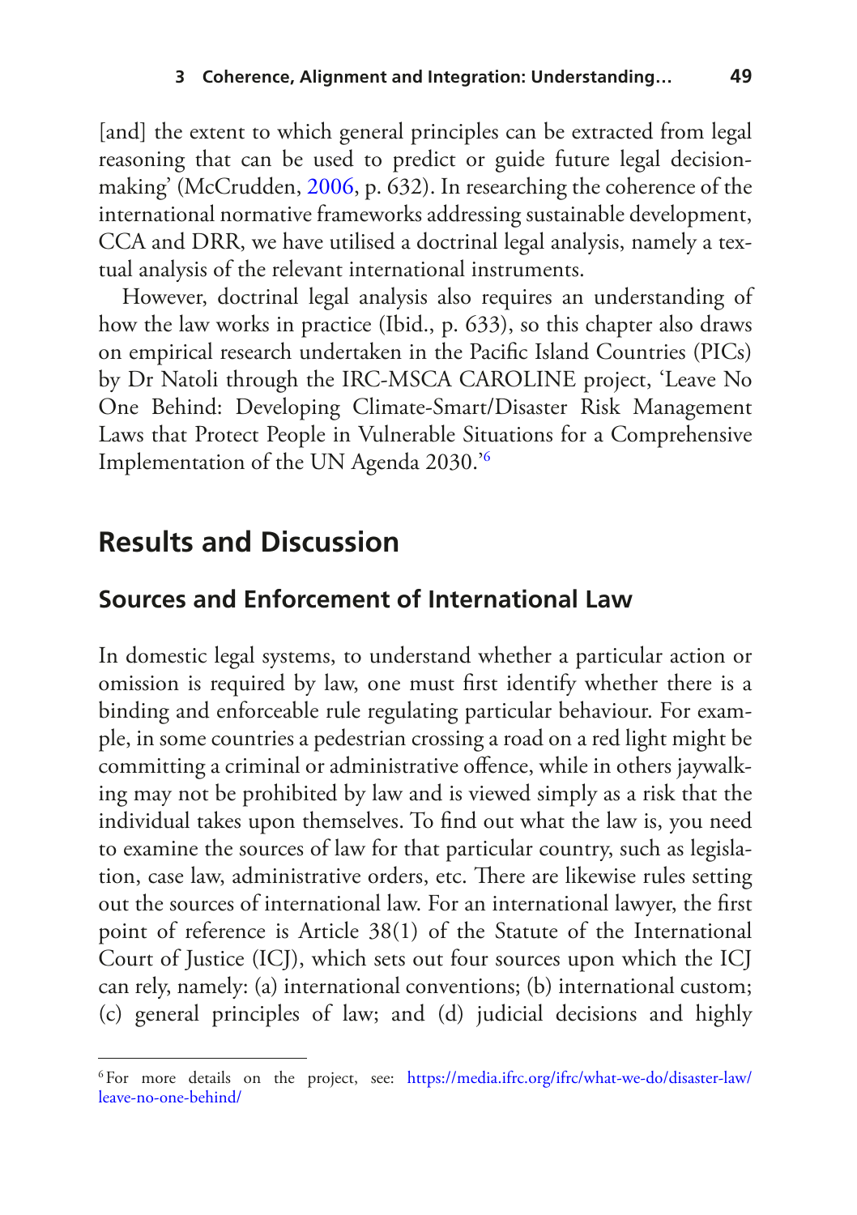[and] the extent to which general principles can be extracted from legal reasoning that can be used to predict or guide future legal decision-making' (McCrudden, 2006, p. 632). In researching the coherence of the international normative frameworks addressing sustainable development, CCA and DRR, we have utilised a doctrinal legal analysis, namely a textual analysis of the relevant international instruments.

However, doctrinal legal analysis also requires an understanding of how the law works in practice (Ibid., p. 633), so this chapter also draws on empirical research undertaken in the Pacific Island Countries (PICs) by Dr Natoli through the IRC-MSCA CAROLINE project, 'Leave No One Behind: Developing Climate-Smart/Disaster Risk Management Laws that Protect People in Vulnerable Situations for a Comprehensive Implementation of the UN Agenda 2030.'[6]

## Results and Discussion

### Sources and Enforcement of International Law

In domestic legal systems, to understand whether a particular action or omission is required by law, one must first identify whether there is a binding and enforceable rule regulating particular behaviour. For example, in some countries a pedestrian crossing a road on a red light might be committing a criminal or administrative offence, while in others jaywalking may not be prohibited by law and is viewed simply as a risk that the individual takes upon themselves. To find out what the law is, you need to examine the sources of law for that particular country, such as legislation, case law, administrative orders, etc. There are likewise rules setting out the sources of international law. For an international lawyer, the first point of reference is Article 38(1) of the Statute of the International Court of Justice (ICJ), which sets out four sources upon which the ICJ can rely, namely: (a) international conventions; (b) international custom; (c) general principles of law; and (d) judicial decisions and highly

[6] For more details on the project, see: https://media.ifrc.org/ifrc/what-we-do/disaster-law/leave-no-one-behind/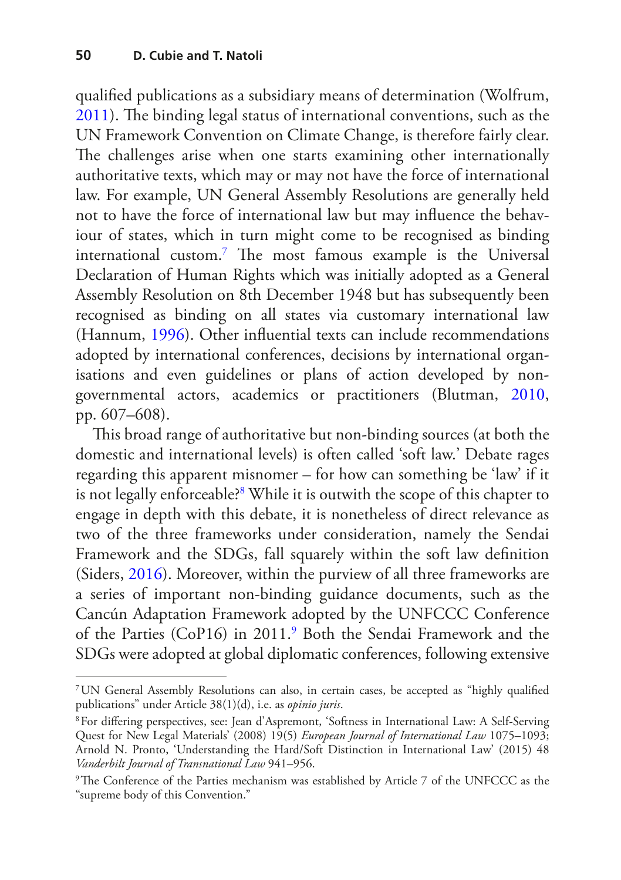qualified publications as a subsidiary means of determination (Wolfrum, 2011). The binding legal status of international conventions, such as the UN Framework Convention on Climate Change, is therefore fairly clear. The challenges arise when one starts examining other internationally authoritative texts, which may or may not have the force of international law. For example, UN General Assembly Resolutions are generally held not to have the force of international law but may influence the behaviour of states, which in turn might come to be recognised as binding international custom.[7] The most famous example is the Universal Declaration of Human Rights which was initially adopted as a General Assembly Resolution on 8th December 1948 but has subsequently been recognised as binding on all states via customary international law (Hannum, 1996). Other influential texts can include recommendations adopted by international conferences, decisions by international organisations and even guidelines or plans of action developed by non-governmental actors, academics or practitioners (Blutman, 2010, pp. 607–608).

This broad range of authoritative but non-binding sources (at both the domestic and international levels) is often called 'soft law.' Debate rages regarding this apparent misnomer – for how can something be 'law' if it is not legally enforceable?[8] While it is outwith the scope of this chapter to engage in depth with this debate, it is nonetheless of direct relevance as two of the three frameworks under consideration, namely the Sendai Framework and the SDGs, fall squarely within the soft law definition (Siders, 2016). Moreover, within the purview of all three frameworks are a series of important non-binding guidance documents, such as the Cancún Adaptation Framework adopted by the UNFCCC Conference of the Parties (CoP16) in 2011.[9] Both the Sendai Framework and the SDGs were adopted at global diplomatic conferences, following extensive

---

[7] UN General Assembly Resolutions can also, in certain cases, be accepted as "highly qualified publications" under Article 38(1)(d), i.e. as *opinio juris*.

[8] For differing perspectives, see: Jean d'Aspremont, 'Softness in International Law: A Self-Serving Quest for New Legal Materials' (2008) 19(5) *European Journal of International Law* 1075–1093; Arnold N. Pronto, 'Understanding the Hard/Soft Distinction in International Law' (2015) 48 *Vanderbilt Journal of Transnational Law* 941–956.

[9] The Conference of the Parties mechanism was established by Article 7 of the UNFCCC as the "supreme body of this Convention."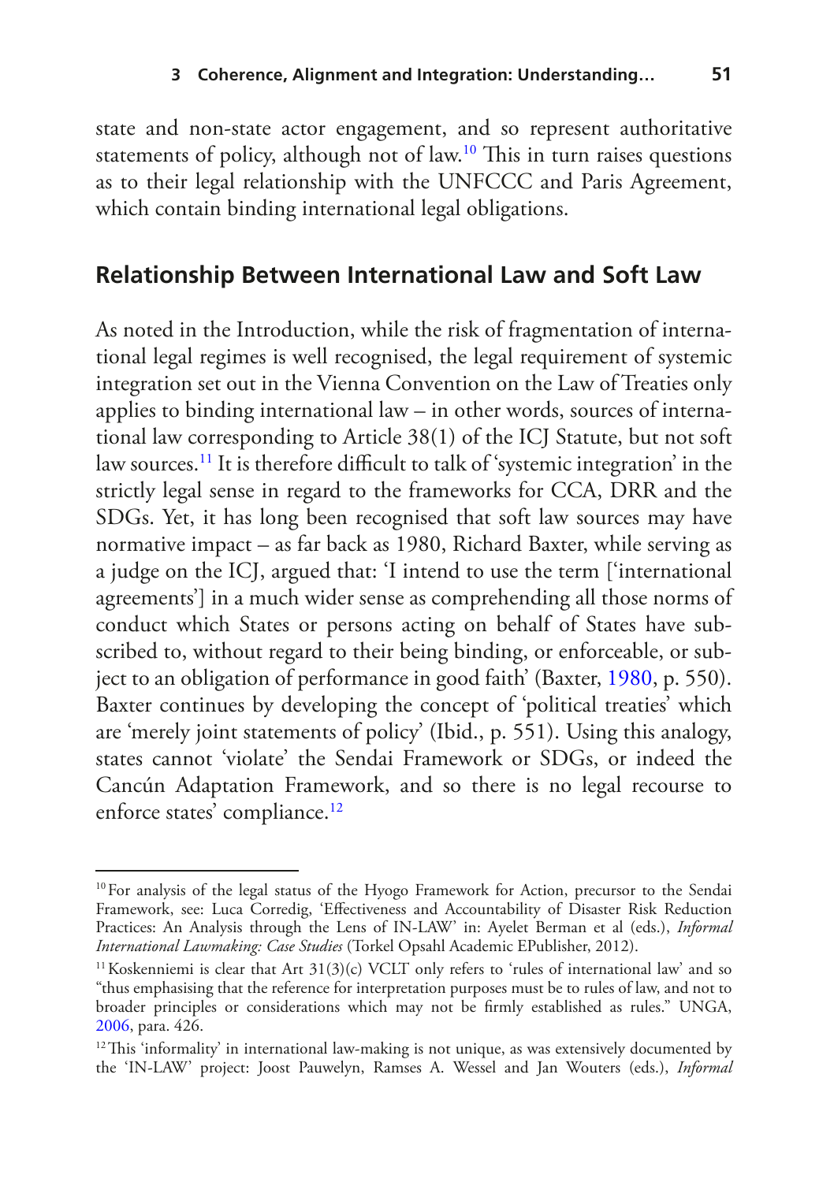state and non-state actor engagement, and so represent authoritative statements of policy, although not of law.[10] This in turn raises questions as to their legal relationship with the UNFCCC and Paris Agreement, which contain binding international legal obligations.

## Relationship Between International Law and Soft Law

As noted in the Introduction, while the risk of fragmentation of international legal regimes is well recognised, the legal requirement of systemic integration set out in the Vienna Convention on the Law of Treaties only applies to binding international law – in other words, sources of international law corresponding to Article 38(1) of the ICJ Statute, but not soft law sources.[11] It is therefore difficult to talk of 'systemic integration' in the strictly legal sense in regard to the frameworks for CCA, DRR and the SDGs. Yet, it has long been recognised that soft law sources may have normative impact – as far back as 1980, Richard Baxter, while serving as a judge on the ICJ, argued that: 'I intend to use the term ['international agreements'] in a much wider sense as comprehending all those norms of conduct which States or persons acting on behalf of States have subscribed to, without regard to their being binding, or enforceable, or subject to an obligation of performance in good faith' (Baxter, 1980, p. 550). Baxter continues by developing the concept of 'political treaties' which are 'merely joint statements of policy' (Ibid., p. 551). Using this analogy, states cannot 'violate' the Sendai Framework or SDGs, or indeed the Cancún Adaptation Framework, and so there is no legal recourse to enforce states' compliance.[12]

---

[10] For analysis of the legal status of the Hyogo Framework for Action, precursor to the Sendai Framework, see: Luca Corredig, 'Effectiveness and Accountability of Disaster Risk Reduction Practices: An Analysis through the Lens of IN-LAW' in: Ayelet Berman et al (eds.), *Informal International Lawmaking: Case Studies* (Torkel Opsahl Academic EPublisher, 2012).

[11] Koskenniemi is clear that Art 31(3)(c) VCLT only refers to 'rules of international law' and so "thus emphasising that the reference for interpretation purposes must be to rules of law, and not to broader principles or considerations which may not be firmly established as rules." UNGA, 2006, para. 426.

[12] This 'informality' in international law-making is not unique, as was extensively documented by the 'IN-LAW' project: Joost Pauwelyn, Ramses A. Wessel and Jan Wouters (eds.), *Informal*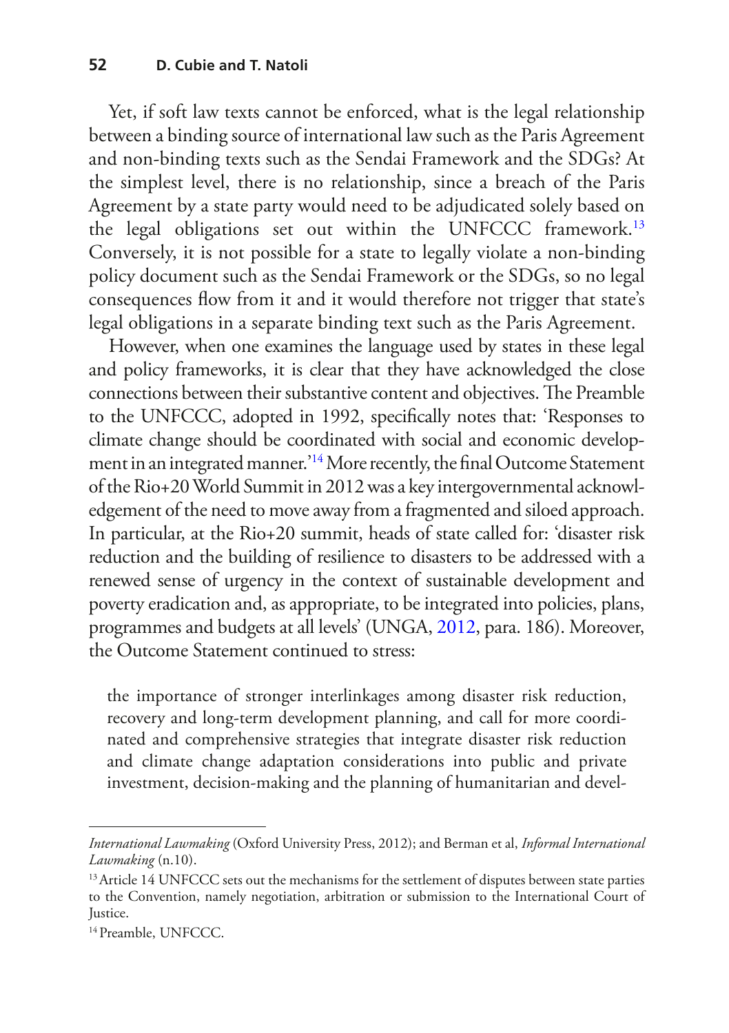Yet, if soft law texts cannot be enforced, what is the legal relationship between a binding source of international law such as the Paris Agreement and non-binding texts such as the Sendai Framework and the SDGs? At the simplest level, there is no relationship, since a breach of the Paris Agreement by a state party would need to be adjudicated solely based on the legal obligations set out within the UNFCCC framework.[13] Conversely, it is not possible for a state to legally violate a non-binding policy document such as the Sendai Framework or the SDGs, so no legal consequences flow from it and it would therefore not trigger that state's legal obligations in a separate binding text such as the Paris Agreement.

However, when one examines the language used by states in these legal and policy frameworks, it is clear that they have acknowledged the close connections between their substantive content and objectives. The Preamble to the UNFCCC, adopted in 1992, specifically notes that: 'Responses to climate change should be coordinated with social and economic development in an integrated manner.'[14] More recently, the final Outcome Statement of the Rio+20 World Summit in 2012 was a key intergovernmental acknowledgement of the need to move away from a fragmented and siloed approach. In particular, at the Rio+20 summit, heads of state called for: 'disaster risk reduction and the building of resilience to disasters to be addressed with a renewed sense of urgency in the context of sustainable development and poverty eradication and, as appropriate, to be integrated into policies, plans, programmes and budgets at all levels' (UNGA, 2012, para. 186). Moreover, the Outcome Statement continued to stress:

> the importance of stronger interlinkages among disaster risk reduction, recovery and long-term development planning, and call for more coordinated and comprehensive strategies that integrate disaster risk reduction and climate change adaptation considerations into public and private investment, decision-making and the planning of humanitarian and devel-

---

*International Lawmaking* (Oxford University Press, 2012); and Berman et al, *Informal International Lawmaking* (n.10).

[13] Article 14 UNFCCC sets out the mechanisms for the settlement of disputes between state parties to the Convention, namely negotiation, arbitration or submission to the International Court of Justice.

[14] Preamble, UNFCCC.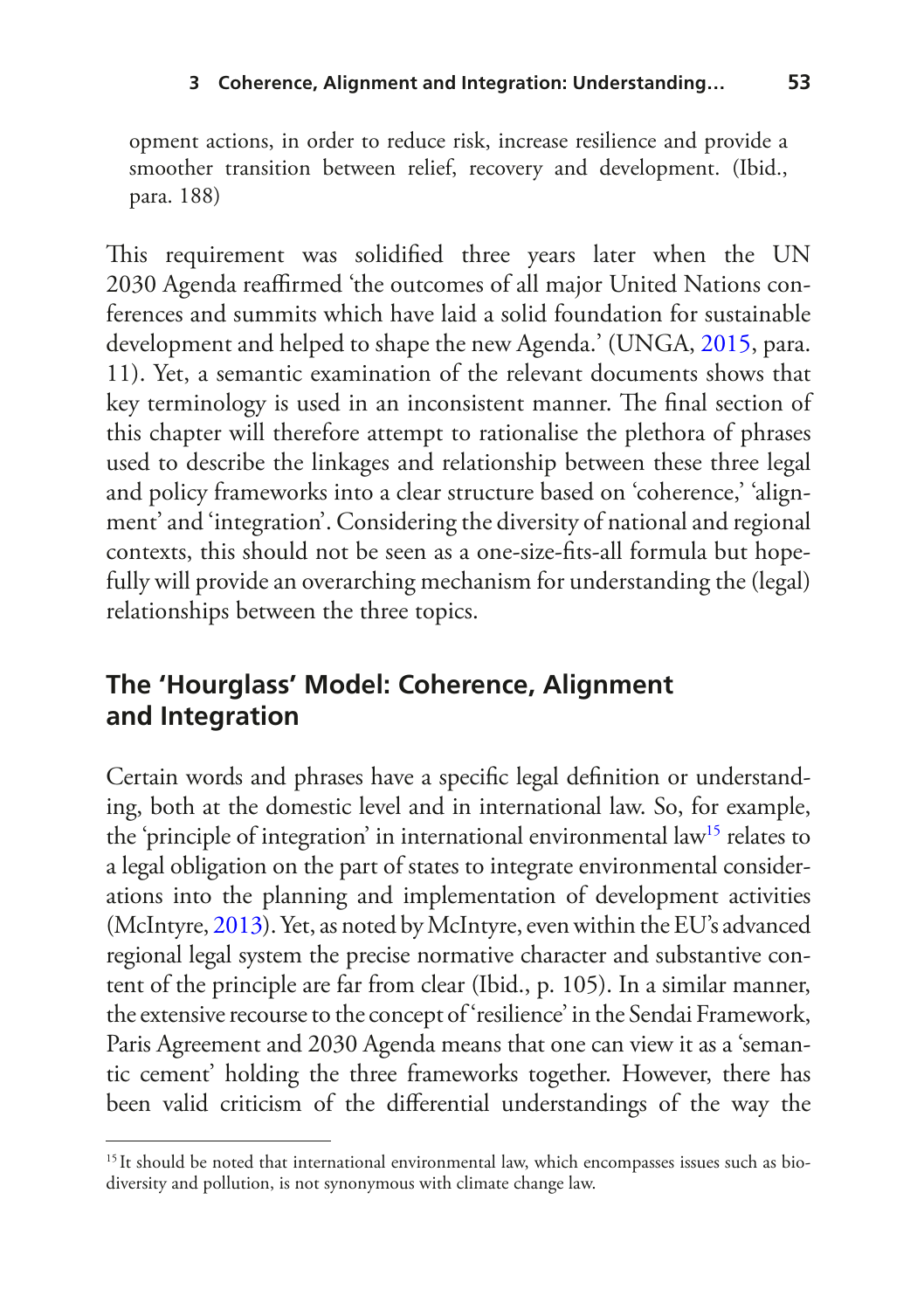opment actions, in order to reduce risk, increase resilience and provide a smoother transition between relief, recovery and development. (Ibid., para. 188)

This requirement was solidified three years later when the UN 2030 Agenda reaffirmed 'the outcomes of all major United Nations conferences and summits which have laid a solid foundation for sustainable development and helped to shape the new Agenda.' (UNGA, 2015, para. 11). Yet, a semantic examination of the relevant documents shows that key terminology is used in an inconsistent manner. The final section of this chapter will therefore attempt to rationalise the plethora of phrases used to describe the linkages and relationship between these three legal and policy frameworks into a clear structure based on 'coherence,' 'alignment' and 'integration'. Considering the diversity of national and regional contexts, this should not be seen as a one-size-fits-all formula but hopefully will provide an overarching mechanism for understanding the (legal) relationships between the three topics.

## The 'Hourglass' Model: Coherence, Alignment and Integration

Certain words and phrases have a specific legal definition or understanding, both at the domestic level and in international law. So, for example, the 'principle of integration' in international environmental law[15] relates to a legal obligation on the part of states to integrate environmental considerations into the planning and implementation of development activities (McIntyre, 2013). Yet, as noted by McIntyre, even within the EU's advanced regional legal system the precise normative character and substantive content of the principle are far from clear (Ibid., p. 105). In a similar manner, the extensive recourse to the concept of 'resilience' in the Sendai Framework, Paris Agreement and 2030 Agenda means that one can view it as a 'semantic cement' holding the three frameworks together. However, there has been valid criticism of the differential understandings of the way the

[15] It should be noted that international environmental law, which encompasses issues such as biodiversity and pollution, is not synonymous with climate change law.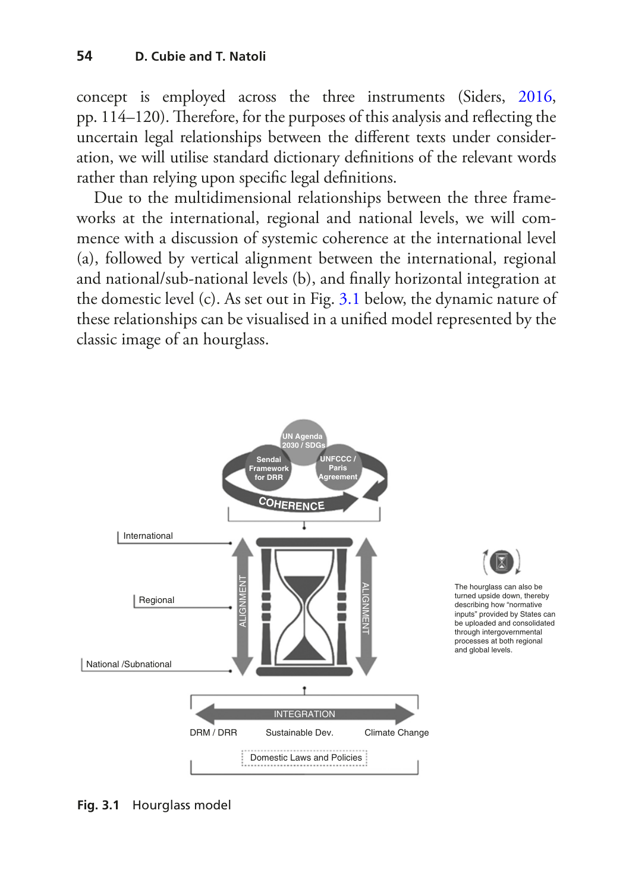concept is employed across the three instruments (Siders, 2016, pp. 114–120). Therefore, for the purposes of this analysis and reflecting the uncertain legal relationships between the different texts under consideration, we will utilise standard dictionary definitions of the relevant words rather than relying upon specific legal definitions.

Due to the multidimensional relationships between the three frameworks at the international, regional and national levels, we will commence with a discussion of systemic coherence at the international level (a), followed by vertical alignment between the international, regional and national/sub-national levels (b), and finally horizontal integration at the domestic level (c). As set out in Fig. 3.1 below, the dynamic nature of these relationships can be visualised in a unified model represented by the classic image of an hourglass.

UN Agenda 2030 / SDGs

Sendai Framework for DRR

UNFCCC / Paris Agreement

COHERENCE

International

Regional

National /Subnational

ALIGNMENT

ALIGNMENT

The hourglass can also be turned upside down, thereby describing how "normative inputs" provided by States can be uploaded and consolidated through intergovernmental processes at both regional and global levels.

INTEGRATION

DRM / DRR

Sustainable Dev.

Climate Change

Domestic Laws and Policies

**Fig. 3.1** Hourglass model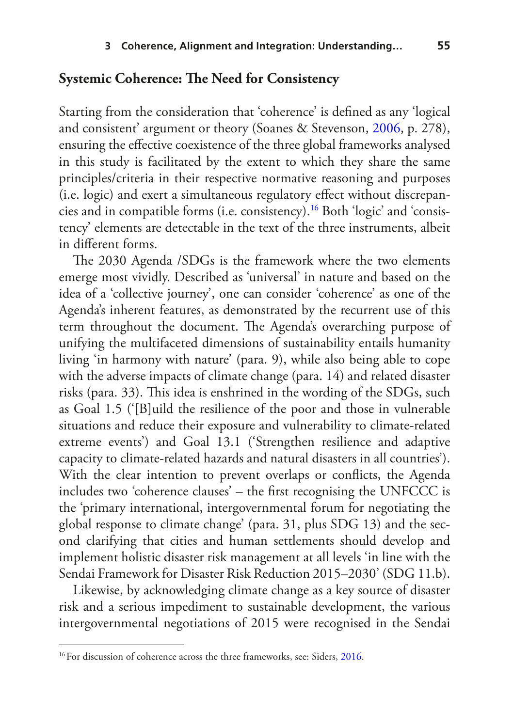## Systemic Coherence: The Need for Consistency

Starting from the consideration that 'coherence' is defined as any 'logical and consistent' argument or theory (Soanes & Stevenson, 2006, p. 278), ensuring the effective coexistence of the three global frameworks analysed in this study is facilitated by the extent to which they share the same principles/criteria in their respective normative reasoning and purposes (i.e. logic) and exert a simultaneous regulatory effect without discrepancies and in compatible forms (i.e. consistency).[16] Both 'logic' and 'consistency' elements are detectable in the text of the three instruments, albeit in different forms.

The 2030 Agenda /SDGs is the framework where the two elements emerge most vividly. Described as 'universal' in nature and based on the idea of a 'collective journey', one can consider 'coherence' as one of the Agenda's inherent features, as demonstrated by the recurrent use of this term throughout the document. The Agenda's overarching purpose of unifying the multifaceted dimensions of sustainability entails humanity living 'in harmony with nature' (para. 9), while also being able to cope with the adverse impacts of climate change (para. 14) and related disaster risks (para. 33). This idea is enshrined in the wording of the SDGs, such as Goal 1.5 ('[B]uild the resilience of the poor and those in vulnerable situations and reduce their exposure and vulnerability to climate-related extreme events') and Goal 13.1 ('Strengthen resilience and adaptive capacity to climate-related hazards and natural disasters in all countries'). With the clear intention to prevent overlaps or conflicts, the Agenda includes two 'coherence clauses' – the first recognising the UNFCCC is the 'primary international, intergovernmental forum for negotiating the global response to climate change' (para. 31, plus SDG 13) and the second clarifying that cities and human settlements should develop and implement holistic disaster risk management at all levels 'in line with the Sendai Framework for Disaster Risk Reduction 2015–2030' (SDG 11.b).

Likewise, by acknowledging climate change as a key source of disaster risk and a serious impediment to sustainable development, the various intergovernmental negotiations of 2015 were recognised in the Sendai

[16] For discussion of coherence across the three frameworks, see: Siders, 2016.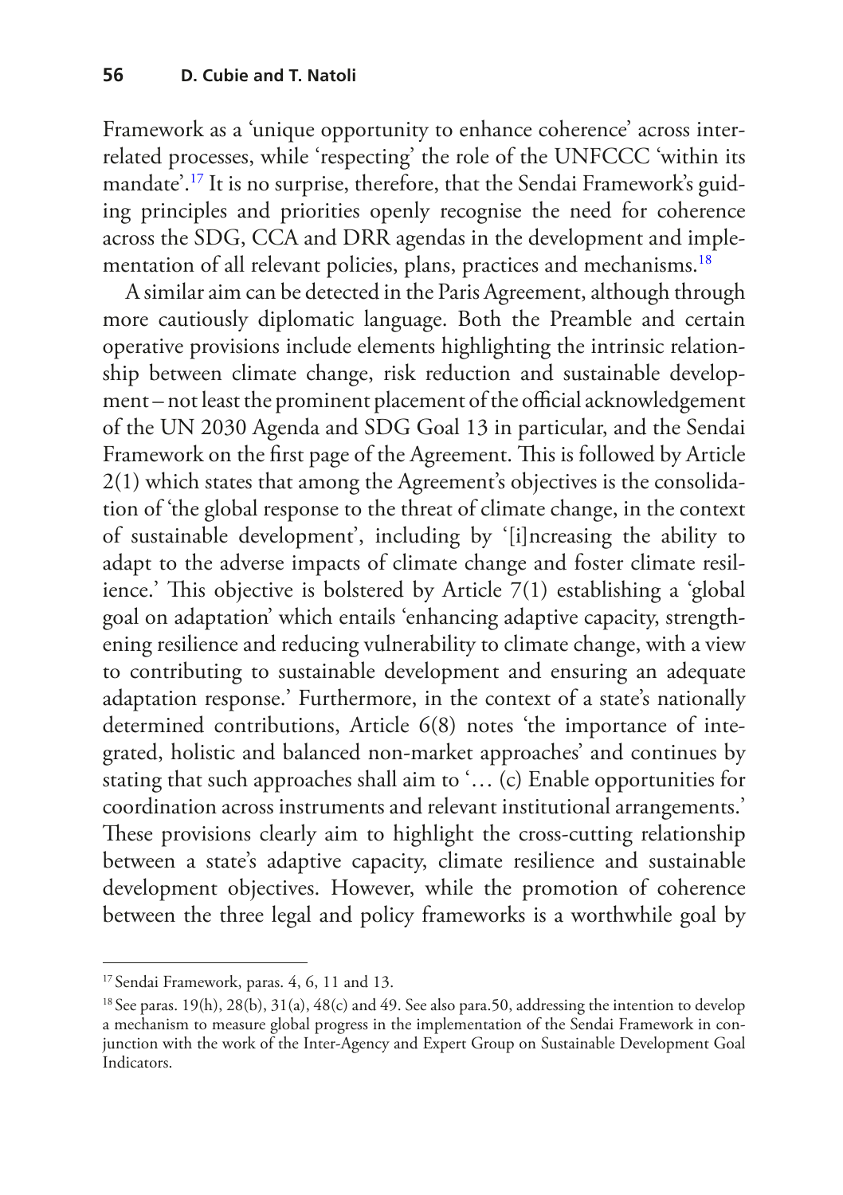Framework as a 'unique opportunity to enhance coherence' across interrelated processes, while 'respecting' the role of the UNFCCC 'within its mandate'.[17] It is no surprise, therefore, that the Sendai Framework's guiding principles and priorities openly recognise the need for coherence across the SDG, CCA and DRR agendas in the development and implementation of all relevant policies, plans, practices and mechanisms.[18]

A similar aim can be detected in the Paris Agreement, although through more cautiously diplomatic language. Both the Preamble and certain operative provisions include elements highlighting the intrinsic relationship between climate change, risk reduction and sustainable development – not least the prominent placement of the official acknowledgement of the UN 2030 Agenda and SDG Goal 13 in particular, and the Sendai Framework on the first page of the Agreement. This is followed by Article 2(1) which states that among the Agreement's objectives is the consolidation of 'the global response to the threat of climate change, in the context of sustainable development', including by '[i]ncreasing the ability to adapt to the adverse impacts of climate change and foster climate resilience.' This objective is bolstered by Article 7(1) establishing a 'global goal on adaptation' which entails 'enhancing adaptive capacity, strengthening resilience and reducing vulnerability to climate change, with a view to contributing to sustainable development and ensuring an adequate adaptation response.' Furthermore, in the context of a state's nationally determined contributions, Article 6(8) notes 'the importance of integrated, holistic and balanced non-market approaches' and continues by stating that such approaches shall aim to '… (c) Enable opportunities for coordination across instruments and relevant institutional arrangements.' These provisions clearly aim to highlight the cross-cutting relationship between a state's adaptive capacity, climate resilience and sustainable development objectives. However, while the promotion of coherence between the three legal and policy frameworks is a worthwhile goal by

---

[17] Sendai Framework, paras. 4, 6, 11 and 13.

[18] See paras. 19(h), 28(b), 31(a), 48(c) and 49. See also para.50, addressing the intention to develop a mechanism to measure global progress in the implementation of the Sendai Framework in conjunction with the work of the Inter-Agency and Expert Group on Sustainable Development Goal Indicators.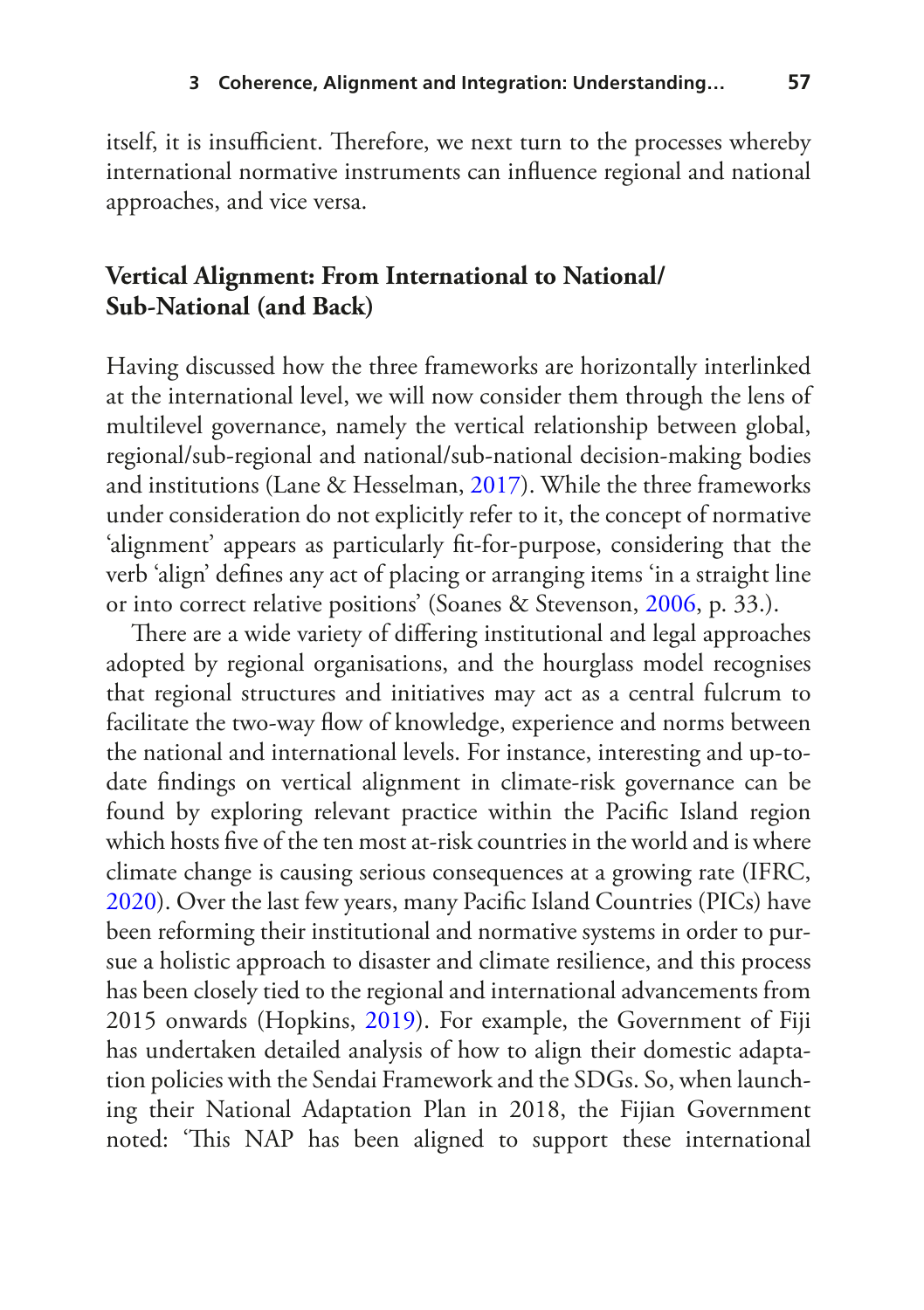itself, it is insufficient. Therefore, we next turn to the processes whereby international normative instruments can influence regional and national approaches, and vice versa.

## Vertical Alignment: From International to National/Sub-National (and Back)

Having discussed how the three frameworks are horizontally interlinked at the international level, we will now consider them through the lens of multilevel governance, namely the vertical relationship between global, regional/sub-regional and national/sub-national decision-making bodies and institutions (Lane & Hesselman, 2017). While the three frameworks under consideration do not explicitly refer to it, the concept of normative 'alignment' appears as particularly fit-for-purpose, considering that the verb 'align' defines any act of placing or arranging items 'in a straight line or into correct relative positions' (Soanes & Stevenson, 2006, p. 33.).

There are a wide variety of differing institutional and legal approaches adopted by regional organisations, and the hourglass model recognises that regional structures and initiatives may act as a central fulcrum to facilitate the two-way flow of knowledge, experience and norms between the national and international levels. For instance, interesting and up-to-date findings on vertical alignment in climate-risk governance can be found by exploring relevant practice within the Pacific Island region which hosts five of the ten most at-risk countries in the world and is where climate change is causing serious consequences at a growing rate (IFRC, 2020). Over the last few years, many Pacific Island Countries (PICs) have been reforming their institutional and normative systems in order to pursue a holistic approach to disaster and climate resilience, and this process has been closely tied to the regional and international advancements from 2015 onwards (Hopkins, 2019). For example, the Government of Fiji has undertaken detailed analysis of how to align their domestic adaptation policies with the Sendai Framework and the SDGs. So, when launching their National Adaptation Plan in 2018, the Fijian Government noted: 'This NAP has been aligned to support these international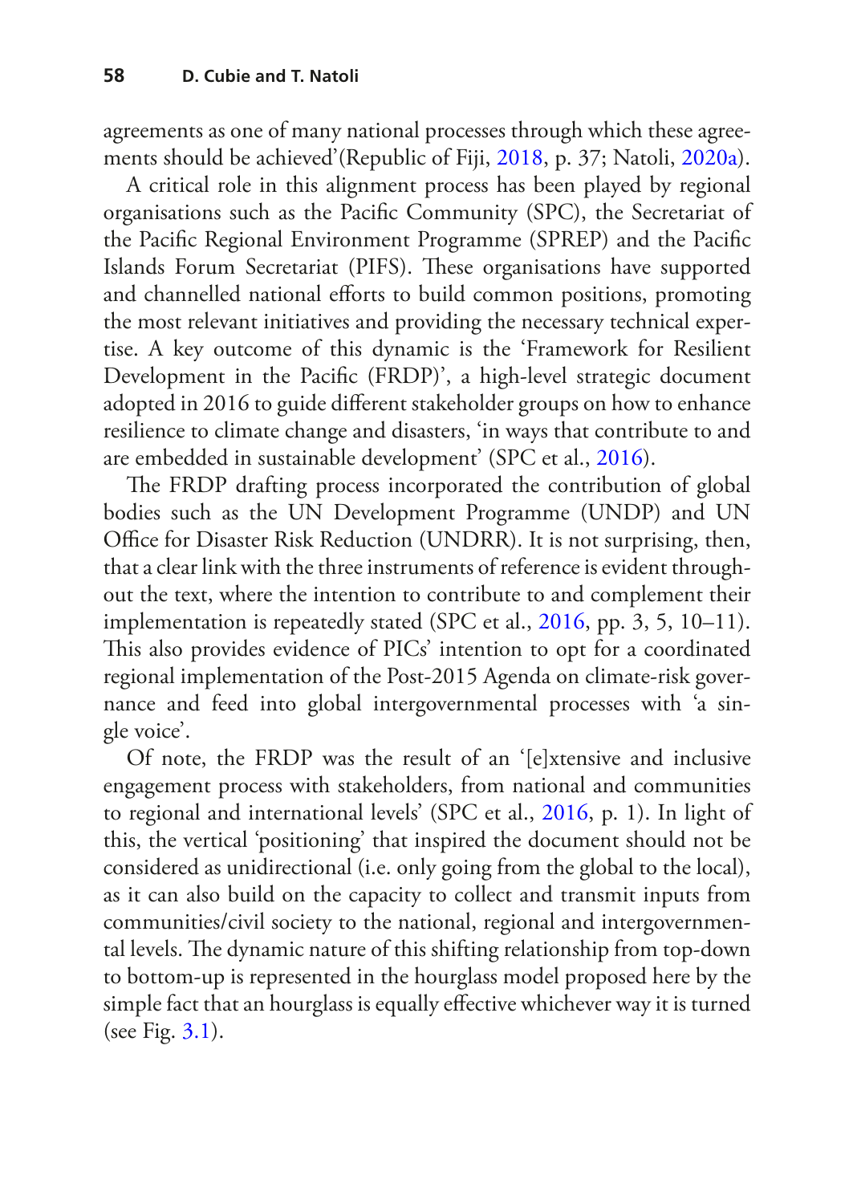agreements as one of many national processes through which these agreements should be achieved'(Republic of Fiji, 2018, p. 37; Natoli, 2020a).

A critical role in this alignment process has been played by regional organisations such as the Pacific Community (SPC), the Secretariat of the Pacific Regional Environment Programme (SPREP) and the Pacific Islands Forum Secretariat (PIFS). These organisations have supported and channelled national efforts to build common positions, promoting the most relevant initiatives and providing the necessary technical expertise. A key outcome of this dynamic is the 'Framework for Resilient Development in the Pacific (FRDP)', a high-level strategic document adopted in 2016 to guide different stakeholder groups on how to enhance resilience to climate change and disasters, 'in ways that contribute to and are embedded in sustainable development' (SPC et al., 2016).

The FRDP drafting process incorporated the contribution of global bodies such as the UN Development Programme (UNDP) and UN Office for Disaster Risk Reduction (UNDRR). It is not surprising, then, that a clear link with the three instruments of reference is evident throughout the text, where the intention to contribute to and complement their implementation is repeatedly stated (SPC et al., 2016, pp. 3, 5, 10–11). This also provides evidence of PICs' intention to opt for a coordinated regional implementation of the Post-2015 Agenda on climate-risk governance and feed into global intergovernmental processes with 'a single voice'.

Of note, the FRDP was the result of an '[e]xtensive and inclusive engagement process with stakeholders, from national and communities to regional and international levels' (SPC et al., 2016, p. 1). In light of this, the vertical 'positioning' that inspired the document should not be considered as unidirectional (i.e. only going from the global to the local), as it can also build on the capacity to collect and transmit inputs from communities/civil society to the national, regional and intergovernmental levels. The dynamic nature of this shifting relationship from top-down to bottom-up is represented in the hourglass model proposed here by the simple fact that an hourglass is equally effective whichever way it is turned (see Fig. 3.1).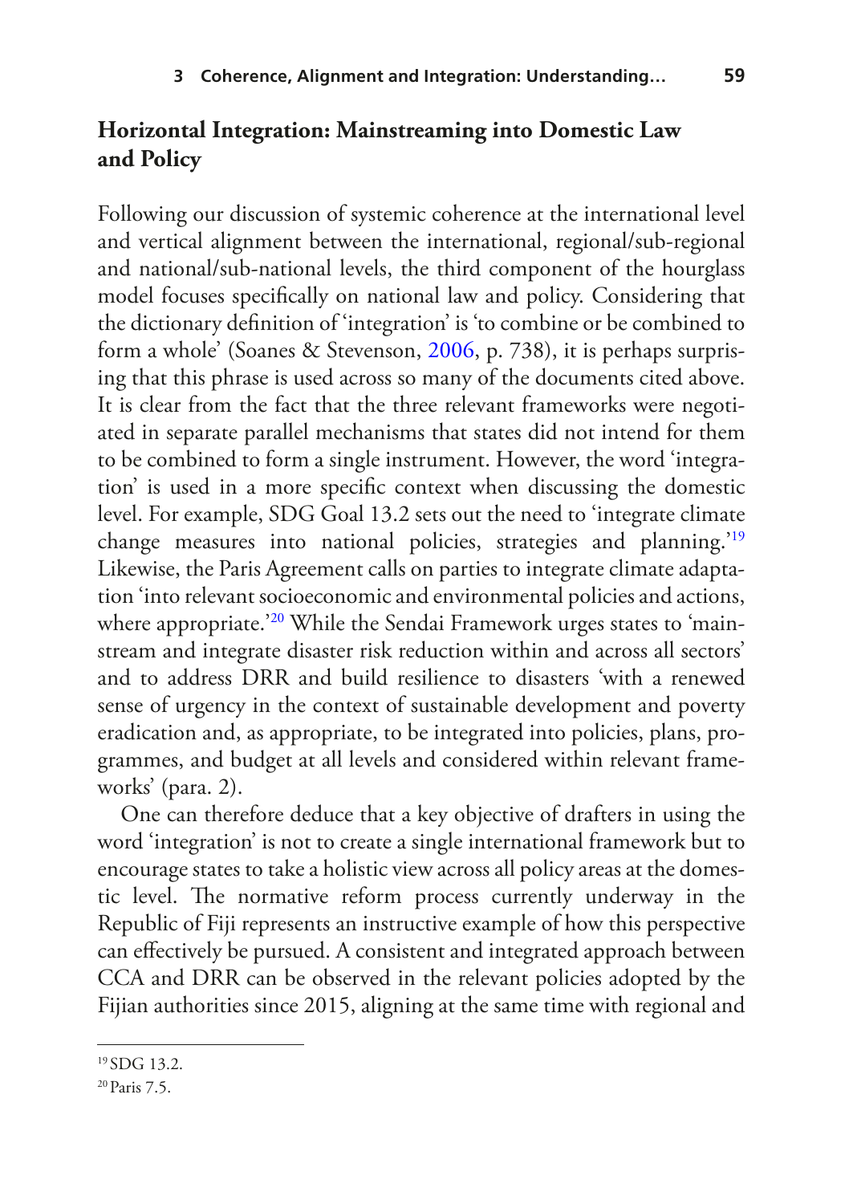## Horizontal Integration: Mainstreaming into Domestic Law and Policy

Following our discussion of systemic coherence at the international level and vertical alignment between the international, regional/sub-regional and national/sub-national levels, the third component of the hourglass model focuses specifically on national law and policy. Considering that the dictionary definition of 'integration' is 'to combine or be combined to form a whole' (Soanes & Stevenson, 2006, p. 738), it is perhaps surprising that this phrase is used across so many of the documents cited above. It is clear from the fact that the three relevant frameworks were negotiated in separate parallel mechanisms that states did not intend for them to be combined to form a single instrument. However, the word 'integration' is used in a more specific context when discussing the domestic level. For example, SDG Goal 13.2 sets out the need to 'integrate climate change measures into national policies, strategies and planning.'[19] Likewise, the Paris Agreement calls on parties to integrate climate adaptation 'into relevant socioeconomic and environmental policies and actions, where appropriate.'[20] While the Sendai Framework urges states to 'mainstream and integrate disaster risk reduction within and across all sectors' and to address DRR and build resilience to disasters 'with a renewed sense of urgency in the context of sustainable development and poverty eradication and, as appropriate, to be integrated into policies, plans, programmes, and budget at all levels and considered within relevant frameworks' (para. 2).

One can therefore deduce that a key objective of drafters in using the word 'integration' is not to create a single international framework but to encourage states to take a holistic view across all policy areas at the domestic level. The normative reform process currently underway in the Republic of Fiji represents an instructive example of how this perspective can effectively be pursued. A consistent and integrated approach between CCA and DRR can be observed in the relevant policies adopted by the Fijian authorities since 2015, aligning at the same time with regional and

[19] SDG 13.2.

[20] Paris 7.5.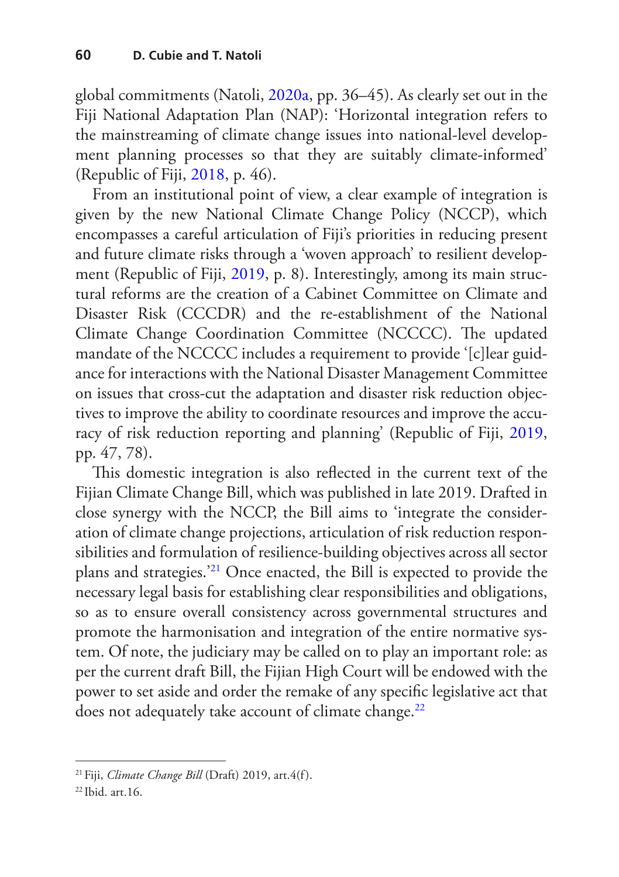global commitments (Natoli, 2020a, pp. 36–45). As clearly set out in the Fiji National Adaptation Plan (NAP): 'Horizontal integration refers to the mainstreaming of climate change issues into national-level development planning processes so that they are suitably climate-informed' (Republic of Fiji, 2018, p. 46).

From an institutional point of view, a clear example of integration is given by the new National Climate Change Policy (NCCP), which encompasses a careful articulation of Fiji's priorities in reducing present and future climate risks through a 'woven approach' to resilient development (Republic of Fiji, 2019, p. 8). Interestingly, among its main structural reforms are the creation of a Cabinet Committee on Climate and Disaster Risk (CCCDR) and the re-establishment of the National Climate Change Coordination Committee (NCCCC). The updated mandate of the NCCCC includes a requirement to provide '[c]lear guidance for interactions with the National Disaster Management Committee on issues that cross-cut the adaptation and disaster risk reduction objectives to improve the ability to coordinate resources and improve the accuracy of risk reduction reporting and planning' (Republic of Fiji, 2019, pp. 47, 78).

This domestic integration is also reflected in the current text of the Fijian Climate Change Bill, which was published in late 2019. Drafted in close synergy with the NCCP, the Bill aims to 'integrate the consideration of climate change projections, articulation of risk reduction responsibilities and formulation of resilience-building objectives across all sector plans and strategies.'[21] Once enacted, the Bill is expected to provide the necessary legal basis for establishing clear responsibilities and obligations, so as to ensure overall consistency across governmental structures and promote the harmonisation and integration of the entire normative system. Of note, the judiciary may be called on to play an important role: as per the current draft Bill, the Fijian High Court will be endowed with the power to set aside and order the remake of any specific legislative act that does not adequately take account of climate change.[22]

[21] Fiji, *Climate Change Bill* (Draft) 2019, art.4(f).

[22] Ibid. art.16.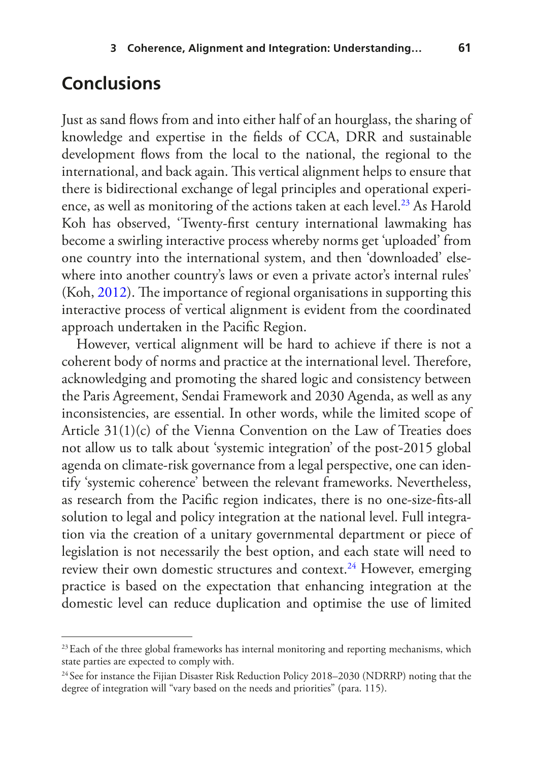## Conclusions

Just as sand flows from and into either half of an hourglass, the sharing of knowledge and expertise in the fields of CCA, DRR and sustainable development flows from the local to the national, the regional to the international, and back again. This vertical alignment helps to ensure that there is bidirectional exchange of legal principles and operational experience, as well as monitoring of the actions taken at each level.[23] As Harold Koh has observed, 'Twenty-first century international lawmaking has become a swirling interactive process whereby norms get 'uploaded' from one country into the international system, and then 'downloaded' elsewhere into another country's laws or even a private actor's internal rules' (Koh, 2012). The importance of regional organisations in supporting this interactive process of vertical alignment is evident from the coordinated approach undertaken in the Pacific Region.

However, vertical alignment will be hard to achieve if there is not a coherent body of norms and practice at the international level. Therefore, acknowledging and promoting the shared logic and consistency between the Paris Agreement, Sendai Framework and 2030 Agenda, as well as any inconsistencies, are essential. In other words, while the limited scope of Article 31(1)(c) of the Vienna Convention on the Law of Treaties does not allow us to talk about 'systemic integration' of the post-2015 global agenda on climate-risk governance from a legal perspective, one can identify 'systemic coherence' between the relevant frameworks. Nevertheless, as research from the Pacific region indicates, there is no one-size-fits-all solution to legal and policy integration at the national level. Full integration via the creation of a unitary governmental department or piece of legislation is not necessarily the best option, and each state will need to review their own domestic structures and context.[24] However, emerging practice is based on the expectation that enhancing integration at the domestic level can reduce duplication and optimise the use of limited

[23] Each of the three global frameworks has internal monitoring and reporting mechanisms, which state parties are expected to comply with.

[24] See for instance the Fijian Disaster Risk Reduction Policy 2018–2030 (NDRRP) noting that the degree of integration will "vary based on the needs and priorities" (para. 115).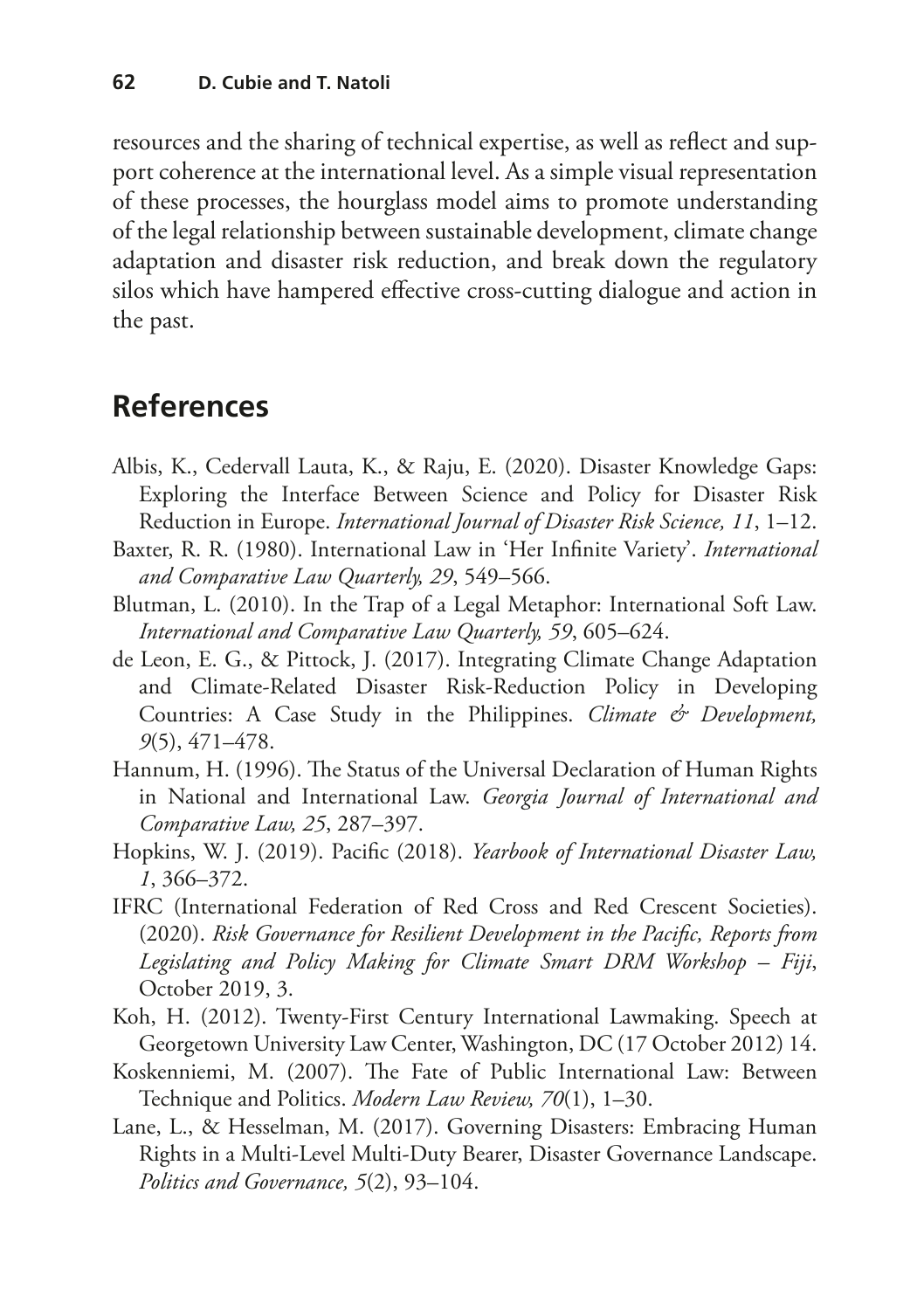resources and the sharing of technical expertise, as well as reflect and support coherence at the international level. As a simple visual representation of these processes, the hourglass model aims to promote understanding of the legal relationship between sustainable development, climate change adaptation and disaster risk reduction, and break down the regulatory silos which have hampered effective cross-cutting dialogue and action in the past.

## References

Albis, K., Cedervall Lauta, K., & Raju, E. (2020). Disaster Knowledge Gaps: Exploring the Interface Between Science and Policy for Disaster Risk Reduction in Europe. *International Journal of Disaster Risk Science, 11*, 1–12.

Baxter, R. R. (1980). International Law in 'Her Infinite Variety'. *International and Comparative Law Quarterly, 29*, 549–566.

Blutman, L. (2010). In the Trap of a Legal Metaphor: International Soft Law. *International and Comparative Law Quarterly, 59*, 605–624.

de Leon, E. G., & Pittock, J. (2017). Integrating Climate Change Adaptation and Climate-Related Disaster Risk-Reduction Policy in Developing Countries: A Case Study in the Philippines. *Climate & Development, 9*(5), 471–478.

Hannum, H. (1996). The Status of the Universal Declaration of Human Rights in National and International Law. *Georgia Journal of International and Comparative Law, 25*, 287–397.

Hopkins, W. J. (2019). Pacific (2018). *Yearbook of International Disaster Law, 1*, 366–372.

IFRC (International Federation of Red Cross and Red Crescent Societies). (2020). *Risk Governance for Resilient Development in the Pacific, Reports from Legislating and Policy Making for Climate Smart DRM Workshop – Fiji*, October 2019, 3.

Koh, H. (2012). Twenty-First Century International Lawmaking. Speech at Georgetown University Law Center, Washington, DC (17 October 2012) 14.

Koskenniemi, M. (2007). The Fate of Public International Law: Between Technique and Politics. *Modern Law Review, 70*(1), 1–30.

Lane, L., & Hesselman, M. (2017). Governing Disasters: Embracing Human Rights in a Multi-Level Multi-Duty Bearer, Disaster Governance Landscape. *Politics and Governance, 5*(2), 93–104.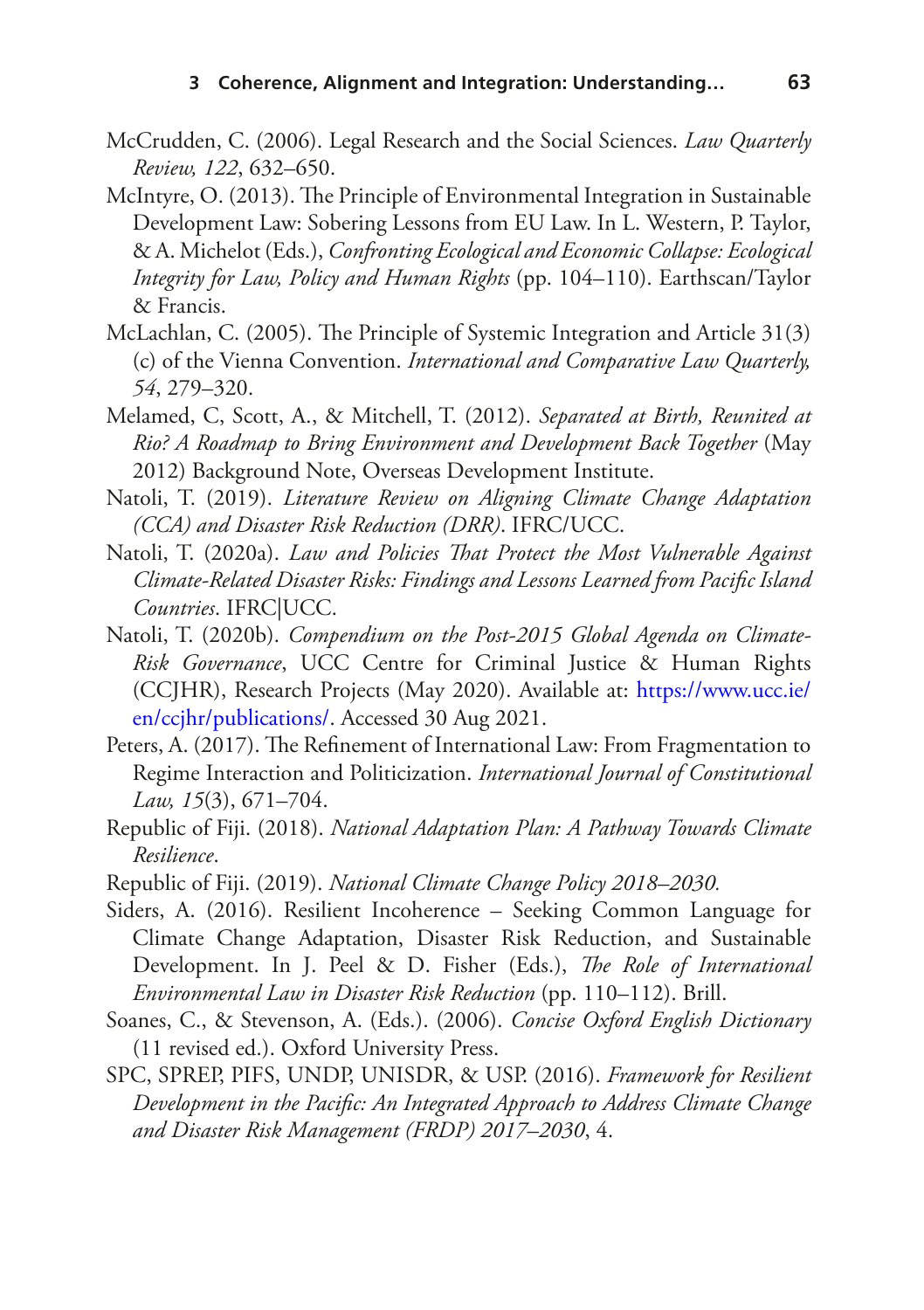McCrudden, C. (2006). Legal Research and the Social Sciences. *Law Quarterly Review, 122*, 632–650.

McIntyre, O. (2013). The Principle of Environmental Integration in Sustainable Development Law: Sobering Lessons from EU Law. In L. Western, P. Taylor, & A. Michelot (Eds.), *Confronting Ecological and Economic Collapse: Ecological Integrity for Law, Policy and Human Rights* (pp. 104–110). Earthscan/Taylor & Francis.

McLachlan, C. (2005). The Principle of Systemic Integration and Article 31(3)(c) of the Vienna Convention. *International and Comparative Law Quarterly, 54*, 279–320.

Melamed, C, Scott, A., & Mitchell, T. (2012). *Separated at Birth, Reunited at Rio? A Roadmap to Bring Environment and Development Back Together* (May 2012) Background Note, Overseas Development Institute.

Natoli, T. (2019). *Literature Review on Aligning Climate Change Adaptation (CCA) and Disaster Risk Reduction (DRR)*. IFRC/UCC.

Natoli, T. (2020a). *Law and Policies That Protect the Most Vulnerable Against Climate-Related Disaster Risks: Findings and Lessons Learned from Pacific Island Countries*. IFRC|UCC.

Natoli, T. (2020b). *Compendium on the Post-2015 Global Agenda on Climate-Risk Governance*, UCC Centre for Criminal Justice & Human Rights (CCJHR), Research Projects (May 2020). Available at: https://www.ucc.ie/en/ccjhr/publications/. Accessed 30 Aug 2021.

Peters, A. (2017). The Refinement of International Law: From Fragmentation to Regime Interaction and Politicization. *International Journal of Constitutional Law, 15*(3), 671–704.

Republic of Fiji. (2018). *National Adaptation Plan: A Pathway Towards Climate Resilience*.

Republic of Fiji. (2019). *National Climate Change Policy 2018–2030.*

Siders, A. (2016). Resilient Incoherence – Seeking Common Language for Climate Change Adaptation, Disaster Risk Reduction, and Sustainable Development. In J. Peel & D. Fisher (Eds.), *The Role of International Environmental Law in Disaster Risk Reduction* (pp. 110–112). Brill.

Soanes, C., & Stevenson, A. (Eds.). (2006). *Concise Oxford English Dictionary* (11 revised ed.). Oxford University Press.

SPC, SPREP, PIFS, UNDP, UNISDR, & USP. (2016). *Framework for Resilient Development in the Pacific: An Integrated Approach to Address Climate Change and Disaster Risk Management (FRDP) 2017–2030*, 4.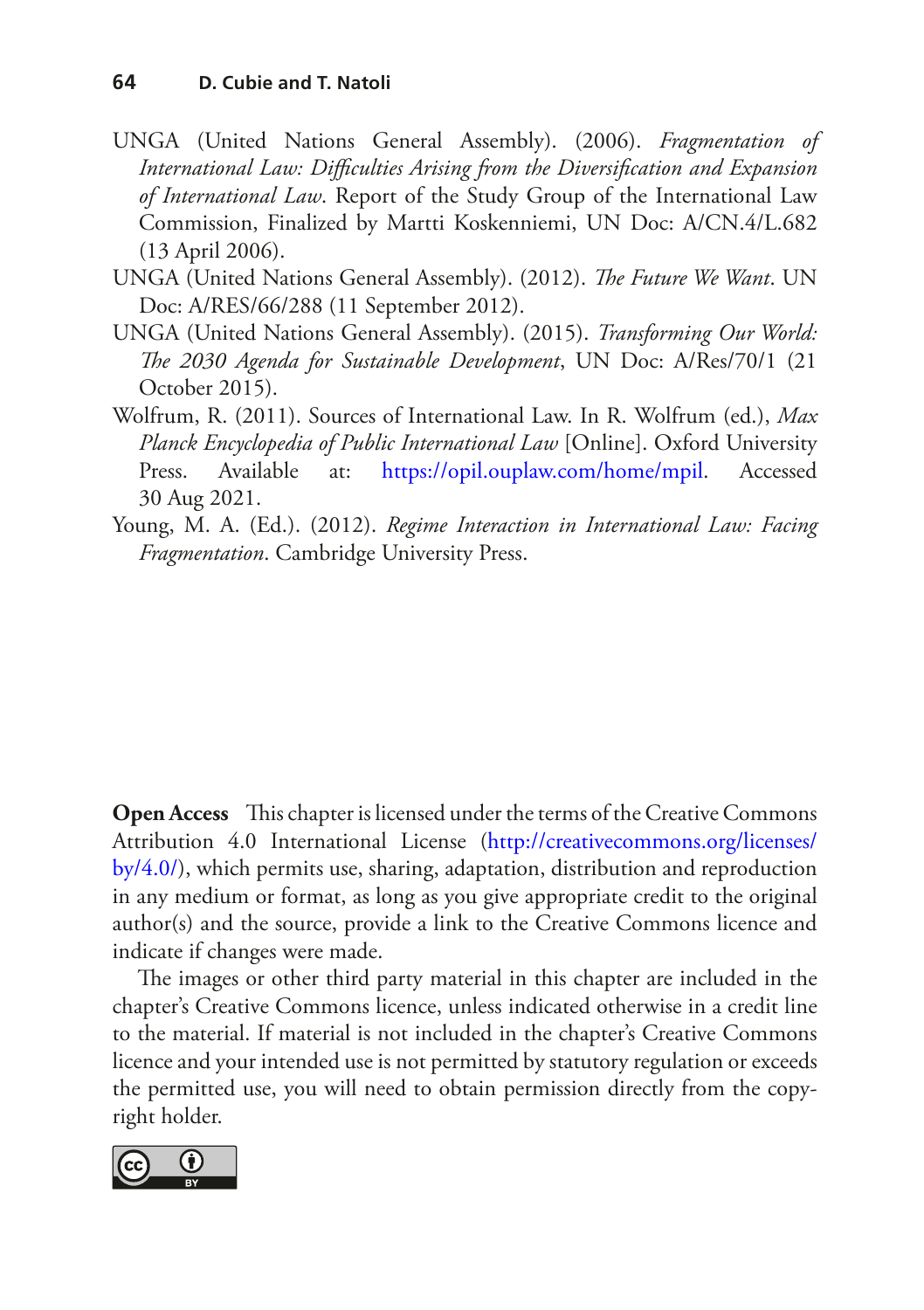UNGA (United Nations General Assembly). (2006). *Fragmentation of International Law: Difficulties Arising from the Diversification and Expansion of International Law*. Report of the Study Group of the International Law Commission, Finalized by Martti Koskenniemi, UN Doc: A/CN.4/L.682 (13 April 2006).

UNGA (United Nations General Assembly). (2012). *The Future We Want*. UN Doc: A/RES/66/288 (11 September 2012).

UNGA (United Nations General Assembly). (2015). *Transforming Our World: The 2030 Agenda for Sustainable Development*, UN Doc: A/Res/70/1 (21 October 2015).

Wolfrum, R. (2011). Sources of International Law. In R. Wolfrum (ed.), *Max Planck Encyclopedia of Public International Law* [Online]. Oxford University Press. Available at: https://opil.ouplaw.com/home/mpil. Accessed 30 Aug 2021.

Young, M. A. (Ed.). (2012). *Regime Interaction in International Law: Facing Fragmentation*. Cambridge University Press.

**Open Access** This chapter is licensed under the terms of the Creative Commons Attribution 4.0 International License (http://creativecommons.org/licenses/by/4.0/), which permits use, sharing, adaptation, distribution and reproduction in any medium or format, as long as you give appropriate credit to the original author(s) and the source, provide a link to the Creative Commons licence and indicate if changes were made.

The images or other third party material in this chapter are included in the chapter's Creative Commons licence, unless indicated otherwise in a credit line to the material. If material is not included in the chapter's Creative Commons licence and your intended use is not permitted by statutory regulation or exceeds the permitted use, you will need to obtain permission directly from the copyright holder.